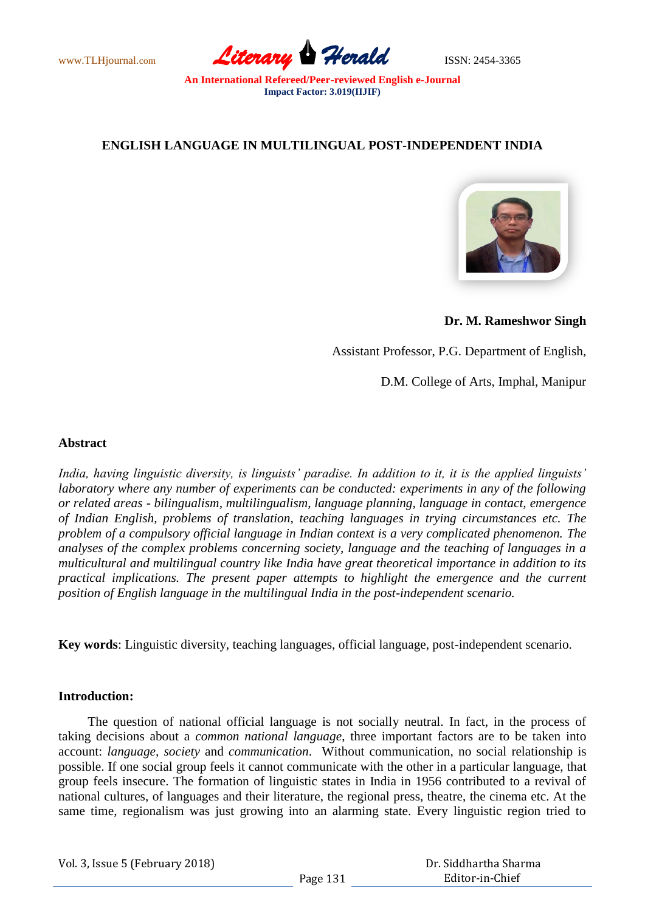# ENGLISH LANGUAGE IN MULTILINGUAL POST-INDEPENDENT INDIA

**Dr. M. Rameshwor Singh**

Assistant Professor, P.G. Department of English,

D.M. College of Arts, Imphal, Manipur

## Abstract

*India, having linguistic diversity, is linguists' paradise. In addition to it, it is the applied linguists' laboratory where any number of experiments can be conducted: experiments in any of the following or related areas - bilingualism, multilingualism, language planning, language in contact, emergence of Indian English, problems of translation, teaching languages in trying circumstances etc. The problem of a compulsory official language in Indian context is a very complicated phenomenon. The analyses of the complex problems concerning society, language and the teaching of languages in a multicultural and multilingual country like India have great theoretical importance in addition to its practical implications. The present paper attempts to highlight the emergence and the current position of English language in the multilingual India in the post-independent scenario.*

**Key words**: Linguistic diversity, teaching languages, official language, post-independent scenario.

## Introduction:

The question of national official language is not socially neutral. In fact, in the process of taking decisions about a *common national language*, three important factors are to be taken into account: *language*, *society* and *communication*. Without communication, no social relationship is possible. If one social group feels it cannot communicate with the other in a particular language, that group feels insecure. The formation of linguistic states in India in 1956 contributed to a revival of national cultures, of languages and their literature, the regional press, theatre, the cinema etc. At the same time, regionalism was just growing into an alarming state. Every linguistic region tried to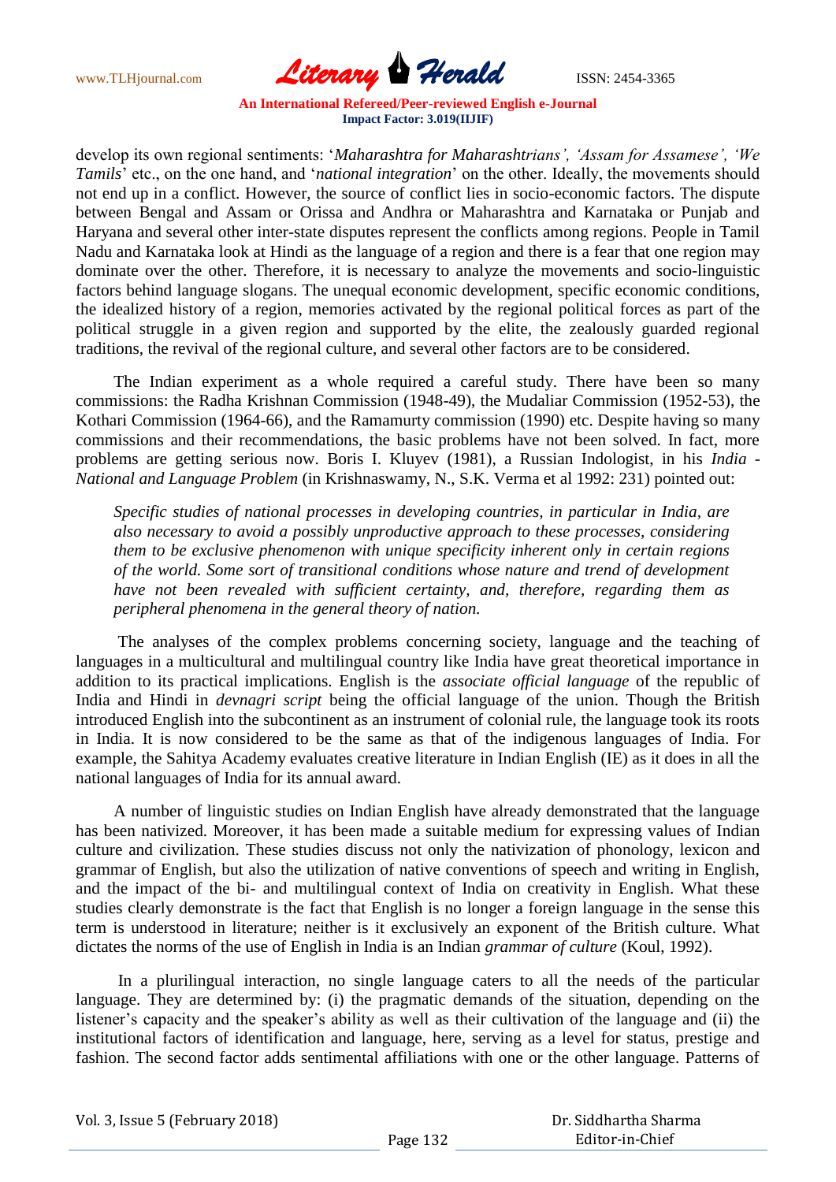develop its own regional sentiments: '*Maharashtra for Maharashtrians', 'Assam for Assamese', 'We Tamils*' etc., on the one hand, and '*national integration*' on the other. Ideally, the movements should not end up in a conflict. However, the source of conflict lies in socio-economic factors. The dispute between Bengal and Assam or Orissa and Andhra or Maharashtra and Karnataka or Punjab and Haryana and several other inter-state disputes represent the conflicts among regions. People in Tamil Nadu and Karnataka look at Hindi as the language of a region and there is a fear that one region may dominate over the other. Therefore, it is necessary to analyze the movements and socio-linguistic factors behind language slogans. The unequal economic development, specific economic conditions, the idealized history of a region, memories activated by the regional political forces as part of the political struggle in a given region and supported by the elite, the zealously guarded regional traditions, the revival of the regional culture, and several other factors are to be considered.

The Indian experiment as a whole required a careful study. There have been so many commissions: the Radha Krishnan Commission (1948-49), the Mudaliar Commission (1952-53), the Kothari Commission (1964-66), and the Ramamurty commission (1990) etc. Despite having so many commissions and their recommendations, the basic problems have not been solved. In fact, more problems are getting serious now. Boris I. Kluyev (1981), a Russian Indologist, in his *India - National and Language Problem* (in Krishnaswamy, N., S.K. Verma et al 1992: 231) pointed out:

> *Specific studies of national processes in developing countries, in particular in India, are also necessary to avoid a possibly unproductive approach to these processes, considering them to be exclusive phenomenon with unique specificity inherent only in certain regions of the world. Some sort of transitional conditions whose nature and trend of development have not been revealed with sufficient certainty, and, therefore, regarding them as peripheral phenomena in the general theory of nation.*

The analyses of the complex problems concerning society, language and the teaching of languages in a multicultural and multilingual country like India have great theoretical importance in addition to its practical implications. English is the *associate official language* of the republic of India and Hindi in *devnagri script* being the official language of the union. Though the British introduced English into the subcontinent as an instrument of colonial rule, the language took its roots in India. It is now considered to be the same as that of the indigenous languages of India. For example, the Sahitya Academy evaluates creative literature in Indian English (IE) as it does in all the national languages of India for its annual award.

A number of linguistic studies on Indian English have already demonstrated that the language has been nativized. Moreover, it has been made a suitable medium for expressing values of Indian culture and civilization. These studies discuss not only the nativization of phonology, lexicon and grammar of English, but also the utilization of native conventions of speech and writing in English, and the impact of the bi- and multilingual context of India on creativity in English. What these studies clearly demonstrate is the fact that English is no longer a foreign language in the sense this term is understood in literature; neither is it exclusively an exponent of the British culture. What dictates the norms of the use of English in India is an Indian *grammar of culture* (Koul, 1992).

In a plurilingual interaction, no single language caters to all the needs of the particular language. They are determined by: (i) the pragmatic demands of the situation, depending on the listener's capacity and the speaker's ability as well as their cultivation of the language and (ii) the institutional factors of identification and language, here, serving as a level for status, prestige and fashion. The second factor adds sentimental affiliations with one or the other language. Patterns of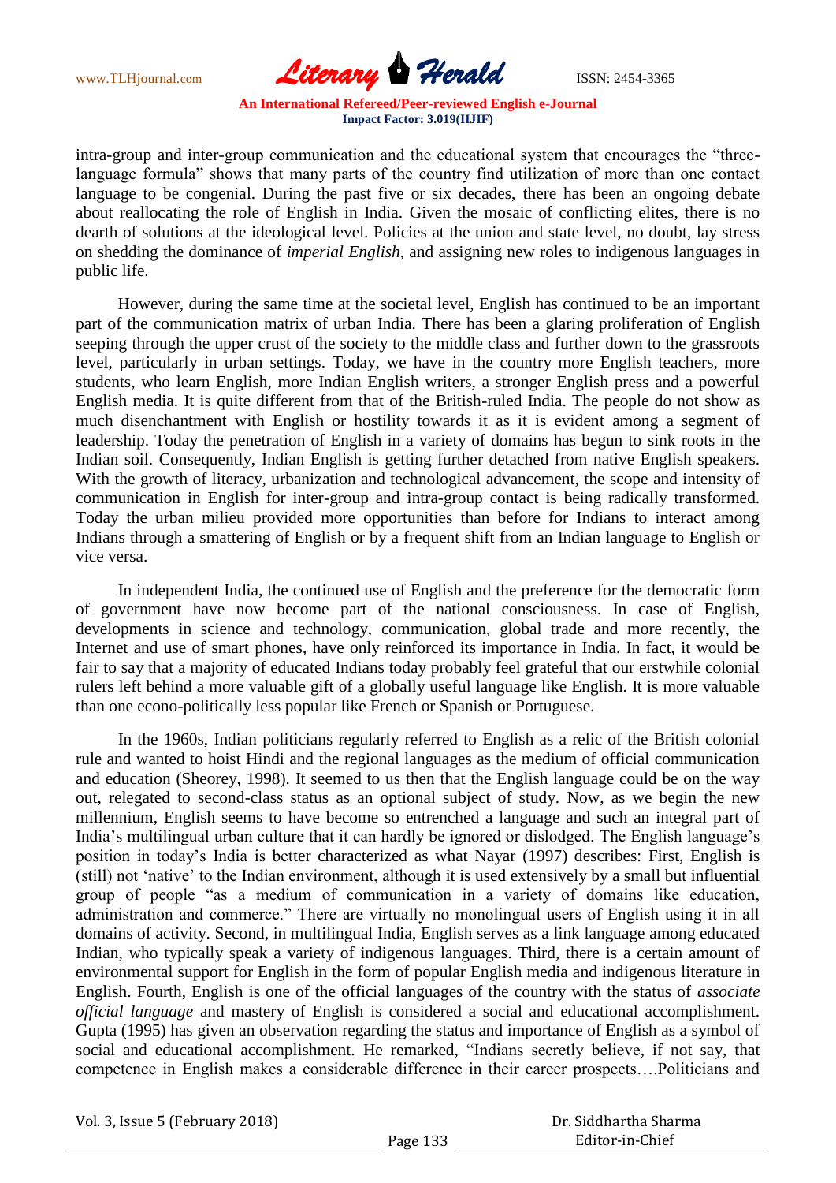intra-group and inter-group communication and the educational system that encourages the "three-language formula" shows that many parts of the country find utilization of more than one contact language to be congenial. During the past five or six decades, there has been an ongoing debate about reallocating the role of English in India. Given the mosaic of conflicting elites, there is no dearth of solutions at the ideological level. Policies at the union and state level, no doubt, lay stress on shedding the dominance of *imperial English*, and assigning new roles to indigenous languages in public life.

However, during the same time at the societal level, English has continued to be an important part of the communication matrix of urban India. There has been a glaring proliferation of English seeping through the upper crust of the society to the middle class and further down to the grassroots level, particularly in urban settings. Today, we have in the country more English teachers, more students, who learn English, more Indian English writers, a stronger English press and a powerful English media. It is quite different from that of the British-ruled India. The people do not show as much disenchantment with English or hostility towards it as it is evident among a segment of leadership. Today the penetration of English in a variety of domains has begun to sink roots in the Indian soil. Consequently, Indian English is getting further detached from native English speakers. With the growth of literacy, urbanization and technological advancement, the scope and intensity of communication in English for inter-group and intra-group contact is being radically transformed. Today the urban milieu provided more opportunities than before for Indians to interact among Indians through a smattering of English or by a frequent shift from an Indian language to English or vice versa.

In independent India, the continued use of English and the preference for the democratic form of government have now become part of the national consciousness. In case of English, developments in science and technology, communication, global trade and more recently, the Internet and use of smart phones, have only reinforced its importance in India. In fact, it would be fair to say that a majority of educated Indians today probably feel grateful that our erstwhile colonial rulers left behind a more valuable gift of a globally useful language like English. It is more valuable than one econo-politically less popular like French or Spanish or Portuguese.

In the 1960s, Indian politicians regularly referred to English as a relic of the British colonial rule and wanted to hoist Hindi and the regional languages as the medium of official communication and education (Sheorey, 1998). It seemed to us then that the English language could be on the way out, relegated to second-class status as an optional subject of study. Now, as we begin the new millennium, English seems to have become so entrenched a language and such an integral part of India's multilingual urban culture that it can hardly be ignored or dislodged. The English language's position in today's India is better characterized as what Nayar (1997) describes: First, English is (still) not 'native' to the Indian environment, although it is used extensively by a small but influential group of people "as a medium of communication in a variety of domains like education, administration and commerce." There are virtually no monolingual users of English using it in all domains of activity. Second, in multilingual India, English serves as a link language among educated Indian, who typically speak a variety of indigenous languages. Third, there is a certain amount of environmental support for English in the form of popular English media and indigenous literature in English. Fourth, English is one of the official languages of the country with the status of *associate official language* and mastery of English is considered a social and educational accomplishment. Gupta (1995) has given an observation regarding the status and importance of English as a symbol of social and educational accomplishment. He remarked, "Indians secretly believe, if not say, that competence in English makes a considerable difference in their career prospects….Politicians and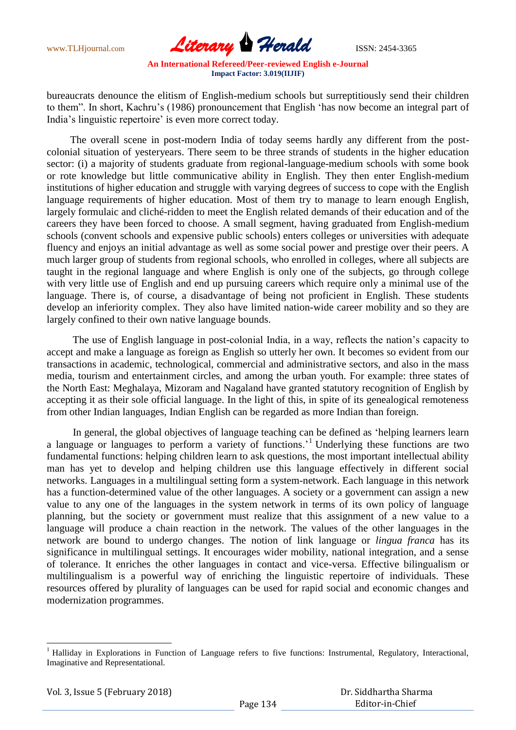bureaucrats denounce the elitism of English-medium schools but surreptitiously send their children to them". In short, Kachru's (1986) pronouncement that English 'has now become an integral part of India's linguistic repertoire' is even more correct today.

The overall scene in post-modern India of today seems hardly any different from the post-colonial situation of yesteryears. There seem to be three strands of students in the higher education sector: (i) a majority of students graduate from regional-language-medium schools with some book or rote knowledge but little communicative ability in English. They then enter English-medium institutions of higher education and struggle with varying degrees of success to cope with the English language requirements of higher education. Most of them try to manage to learn enough English, largely formulaic and cliché-ridden to meet the English related demands of their education and of the careers they have been forced to choose. A small segment, having graduated from English-medium schools (convent schools and expensive public schools) enters colleges or universities with adequate fluency and enjoys an initial advantage as well as some social power and prestige over their peers. A much larger group of students from regional schools, who enrolled in colleges, where all subjects are taught in the regional language and where English is only one of the subjects, go through college with very little use of English and end up pursuing careers which require only a minimal use of the language. There is, of course, a disadvantage of being not proficient in English. These students develop an inferiority complex. They also have limited nation-wide career mobility and so they are largely confined to their own native language bounds.

The use of English language in post-colonial India, in a way, reflects the nation's capacity to accept and make a language as foreign as English so utterly her own. It becomes so evident from our transactions in academic, technological, commercial and administrative sectors, and also in the mass media, tourism and entertainment circles, and among the urban youth. For example: three states of the North East: Meghalaya, Mizoram and Nagaland have granted statutory recognition of English by accepting it as their sole official language. In the light of this, in spite of its genealogical remoteness from other Indian languages, Indian English can be regarded as more Indian than foreign.

In general, the global objectives of language teaching can be defined as 'helping learners learn a language or languages to perform a variety of functions.'[1] Underlying these functions are two fundamental functions: helping children learn to ask questions, the most important intellectual ability man has yet to develop and helping children use this language effectively in different social networks. Languages in a multilingual setting form a system-network. Each language in this network has a function-determined value of the other languages. A society or a government can assign a new value to any one of the languages in the system network in terms of its own policy of language planning, but the society or government must realize that this assignment of a new value to a language will produce a chain reaction in the network. The values of the other languages in the network are bound to undergo changes. The notion of link language or *lingua franca* has its significance in multilingual settings. It encourages wider mobility, national integration, and a sense of tolerance. It enriches the other languages in contact and vice-versa. Effective bilingualism or multilingualism is a powerful way of enriching the linguistic repertoire of individuals. These resources offered by plurality of languages can be used for rapid social and economic changes and modernization programmes.

---

[1] Halliday in Explorations in Function of Language refers to five functions: Instrumental, Regulatory, Interactional, Imaginative and Representational.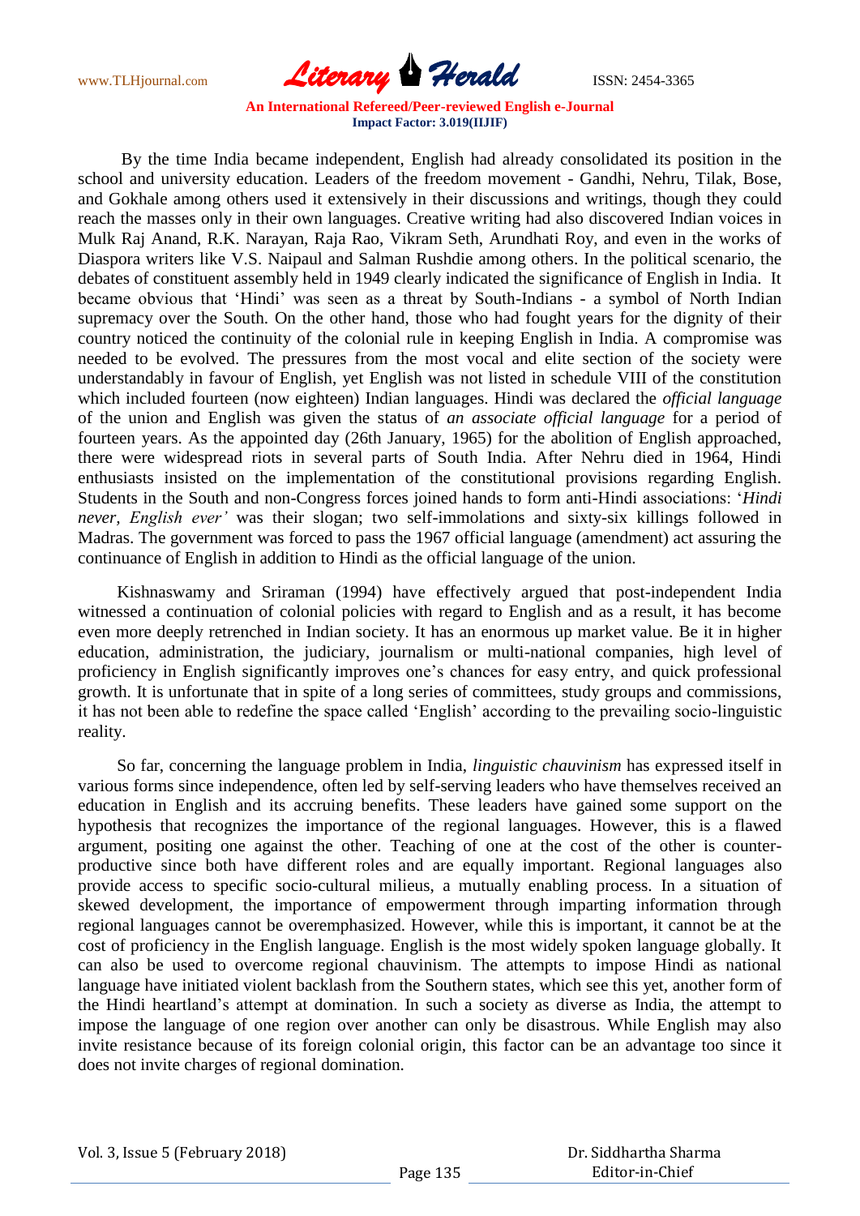By the time India became independent, English had already consolidated its position in the school and university education. Leaders of the freedom movement - Gandhi, Nehru, Tilak, Bose, and Gokhale among others used it extensively in their discussions and writings, though they could reach the masses only in their own languages. Creative writing had also discovered Indian voices in Mulk Raj Anand, R.K. Narayan, Raja Rao, Vikram Seth, Arundhati Roy, and even in the works of Diaspora writers like V.S. Naipaul and Salman Rushdie among others. In the political scenario, the debates of constituent assembly held in 1949 clearly indicated the significance of English in India. It became obvious that 'Hindi' was seen as a threat by South-Indians - a symbol of North Indian supremacy over the South. On the other hand, those who had fought years for the dignity of their country noticed the continuity of the colonial rule in keeping English in India. A compromise was needed to be evolved. The pressures from the most vocal and elite section of the society were understandably in favour of English, yet English was not listed in schedule VIII of the constitution which included fourteen (now eighteen) Indian languages. Hindi was declared the *official language* of the union and English was given the status of *an associate official language* for a period of fourteen years. As the appointed day (26th January, 1965) for the abolition of English approached, there were widespread riots in several parts of South India. After Nehru died in 1964, Hindi enthusiasts insisted on the implementation of the constitutional provisions regarding English. Students in the South and non-Congress forces joined hands to form anti-Hindi associations: '*Hindi never, English ever'* was their slogan; two self-immolations and sixty-six killings followed in Madras. The government was forced to pass the 1967 official language (amendment) act assuring the continuance of English in addition to Hindi as the official language of the union.

Kishnaswamy and Sriraman (1994) have effectively argued that post-independent India witnessed a continuation of colonial policies with regard to English and as a result, it has become even more deeply retrenched in Indian society. It has an enormous up market value. Be it in higher education, administration, the judiciary, journalism or multi-national companies, high level of proficiency in English significantly improves one's chances for easy entry, and quick professional growth. It is unfortunate that in spite of a long series of committees, study groups and commissions, it has not been able to redefine the space called 'English' according to the prevailing socio-linguistic reality.

So far, concerning the language problem in India, *linguistic chauvinism* has expressed itself in various forms since independence, often led by self-serving leaders who have themselves received an education in English and its accruing benefits. These leaders have gained some support on the hypothesis that recognizes the importance of the regional languages. However, this is a flawed argument, positing one against the other. Teaching of one at the cost of the other is counter-productive since both have different roles and are equally important. Regional languages also provide access to specific socio-cultural milieus, a mutually enabling process. In a situation of skewed development, the importance of empowerment through imparting information through regional languages cannot be overemphasized. However, while this is important, it cannot be at the cost of proficiency in the English language. English is the most widely spoken language globally. It can also be used to overcome regional chauvinism. The attempts to impose Hindi as national language have initiated violent backlash from the Southern states, which see this yet, another form of the Hindi heartland's attempt at domination. In such a society as diverse as India, the attempt to impose the language of one region over another can only be disastrous. While English may also invite resistance because of its foreign colonial origin, this factor can be an advantage too since it does not invite charges of regional domination.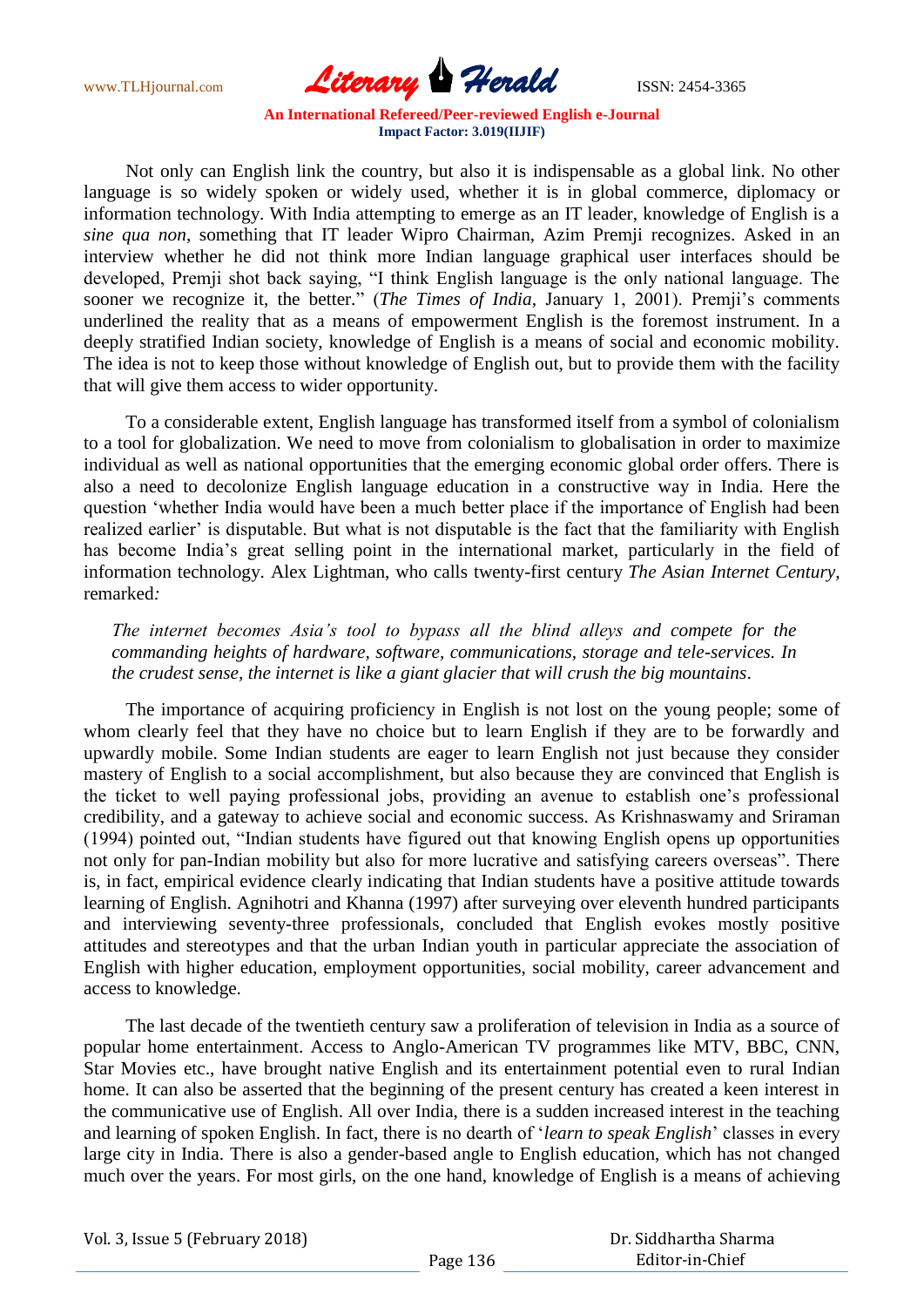Not only can English link the country, but also it is indispensable as a global link. No other language is so widely spoken or widely used, whether it is in global commerce, diplomacy or information technology. With India attempting to emerge as an IT leader, knowledge of English is a *sine qua non*, something that IT leader Wipro Chairman, Azim Premji recognizes. Asked in an interview whether he did not think more Indian language graphical user interfaces should be developed, Premji shot back saying, "I think English language is the only national language. The sooner we recognize it, the better." (*The Times of India*, January 1, 2001). Premji's comments underlined the reality that as a means of empowerment English is the foremost instrument. In a deeply stratified Indian society, knowledge of English is a means of social and economic mobility. The idea is not to keep those without knowledge of English out, but to provide them with the facility that will give them access to wider opportunity.

To a considerable extent, English language has transformed itself from a symbol of colonialism to a tool for globalization. We need to move from colonialism to globalisation in order to maximize individual as well as national opportunities that the emerging economic global order offers. There is also a need to decolonize English language education in a constructive way in India. Here the question 'whether India would have been a much better place if the importance of English had been realized earlier' is disputable. But what is not disputable is the fact that the familiarity with English has become India's great selling point in the international market, particularly in the field of information technology. Alex Lightman, who calls twenty-first century *The Asian Internet Century,* remarked*:*

> *The internet becomes Asia's tool to bypass all the blind alleys and compete for the commanding heights of hardware, software, communications, storage and tele-services. In the crudest sense, the internet is like a giant glacier that will crush the big mountains*.

The importance of acquiring proficiency in English is not lost on the young people; some of whom clearly feel that they have no choice but to learn English if they are to be forwardly and upwardly mobile. Some Indian students are eager to learn English not just because they consider mastery of English to a social accomplishment, but also because they are convinced that English is the ticket to well paying professional jobs, providing an avenue to establish one's professional credibility, and a gateway to achieve social and economic success. As Krishnaswamy and Sriraman (1994) pointed out, "Indian students have figured out that knowing English opens up opportunities not only for pan-Indian mobility but also for more lucrative and satisfying careers overseas". There is, in fact, empirical evidence clearly indicating that Indian students have a positive attitude towards learning of English. Agnihotri and Khanna (1997) after surveying over eleventh hundred participants and interviewing seventy-three professionals, concluded that English evokes mostly positive attitudes and stereotypes and that the urban Indian youth in particular appreciate the association of English with higher education, employment opportunities, social mobility, career advancement and access to knowledge.

The last decade of the twentieth century saw a proliferation of television in India as a source of popular home entertainment. Access to Anglo-American TV programmes like MTV, BBC, CNN, Star Movies etc., have brought native English and its entertainment potential even to rural Indian home. It can also be asserted that the beginning of the present century has created a keen interest in the communicative use of English. All over India, there is a sudden increased interest in the teaching and learning of spoken English. In fact, there is no dearth of '*learn to speak English*' classes in every large city in India. There is also a gender-based angle to English education, which has not changed much over the years. For most girls, on the one hand, knowledge of English is a means of achieving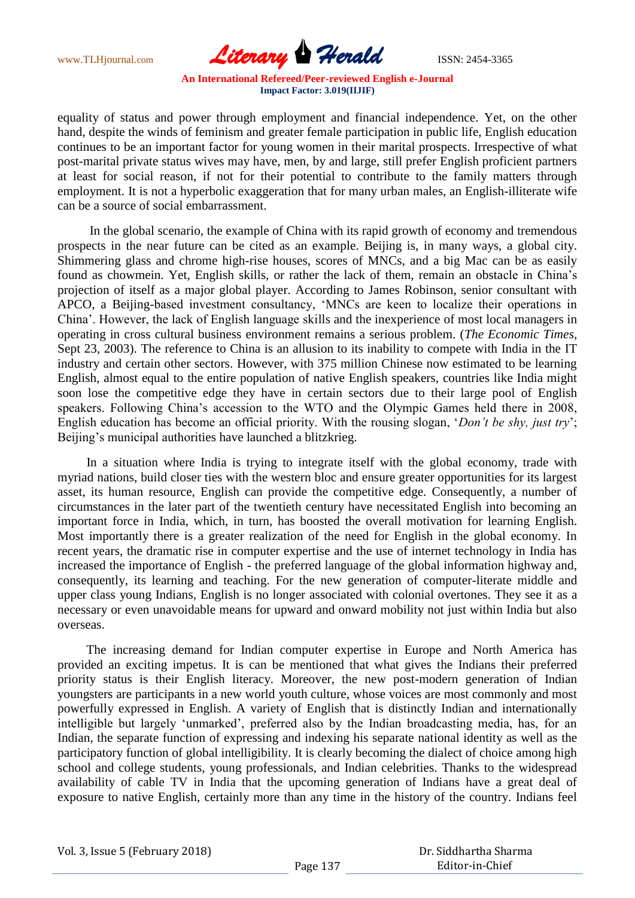equality of status and power through employment and financial independence. Yet, on the other hand, despite the winds of feminism and greater female participation in public life, English education continues to be an important factor for young women in their marital prospects. Irrespective of what post-marital private status wives may have, men, by and large, still prefer English proficient partners at least for social reason, if not for their potential to contribute to the family matters through employment. It is not a hyperbolic exaggeration that for many urban males, an English-illiterate wife can be a source of social embarrassment.

In the global scenario, the example of China with its rapid growth of economy and tremendous prospects in the near future can be cited as an example. Beijing is, in many ways, a global city. Shimmering glass and chrome high-rise houses, scores of MNCs, and a big Mac can be as easily found as chowmein. Yet, English skills, or rather the lack of them, remain an obstacle in China's projection of itself as a major global player. According to James Robinson, senior consultant with APCO, a Beijing-based investment consultancy, 'MNCs are keen to localize their operations in China'. However, the lack of English language skills and the inexperience of most local managers in operating in cross cultural business environment remains a serious problem. (*The Economic Times*, Sept 23, 2003). The reference to China is an allusion to its inability to compete with India in the IT industry and certain other sectors. However, with 375 million Chinese now estimated to be learning English, almost equal to the entire population of native English speakers, countries like India might soon lose the competitive edge they have in certain sectors due to their large pool of English speakers. Following China's accession to the WTO and the Olympic Games held there in 2008, English education has become an official priority. With the rousing slogan, '*Don't be shy, just try*'; Beijing's municipal authorities have launched a blitzkrieg.

In a situation where India is trying to integrate itself with the global economy, trade with myriad nations, build closer ties with the western bloc and ensure greater opportunities for its largest asset, its human resource, English can provide the competitive edge. Consequently, a number of circumstances in the later part of the twentieth century have necessitated English into becoming an important force in India, which, in turn, has boosted the overall motivation for learning English. Most importantly there is a greater realization of the need for English in the global economy. In recent years, the dramatic rise in computer expertise and the use of internet technology in India has increased the importance of English - the preferred language of the global information highway and, consequently, its learning and teaching. For the new generation of computer-literate middle and upper class young Indians, English is no longer associated with colonial overtones. They see it as a necessary or even unavoidable means for upward and onward mobility not just within India but also overseas.

The increasing demand for Indian computer expertise in Europe and North America has provided an exciting impetus. It is can be mentioned that what gives the Indians their preferred priority status is their English literacy. Moreover, the new post-modern generation of Indian youngsters are participants in a new world youth culture, whose voices are most commonly and most powerfully expressed in English. A variety of English that is distinctly Indian and internationally intelligible but largely 'unmarked', preferred also by the Indian broadcasting media, has, for an Indian, the separate function of expressing and indexing his separate national identity as well as the participatory function of global intelligibility. It is clearly becoming the dialect of choice among high school and college students, young professionals, and Indian celebrities. Thanks to the widespread availability of cable TV in India that the upcoming generation of Indians have a great deal of exposure to native English, certainly more than any time in the history of the country. Indians feel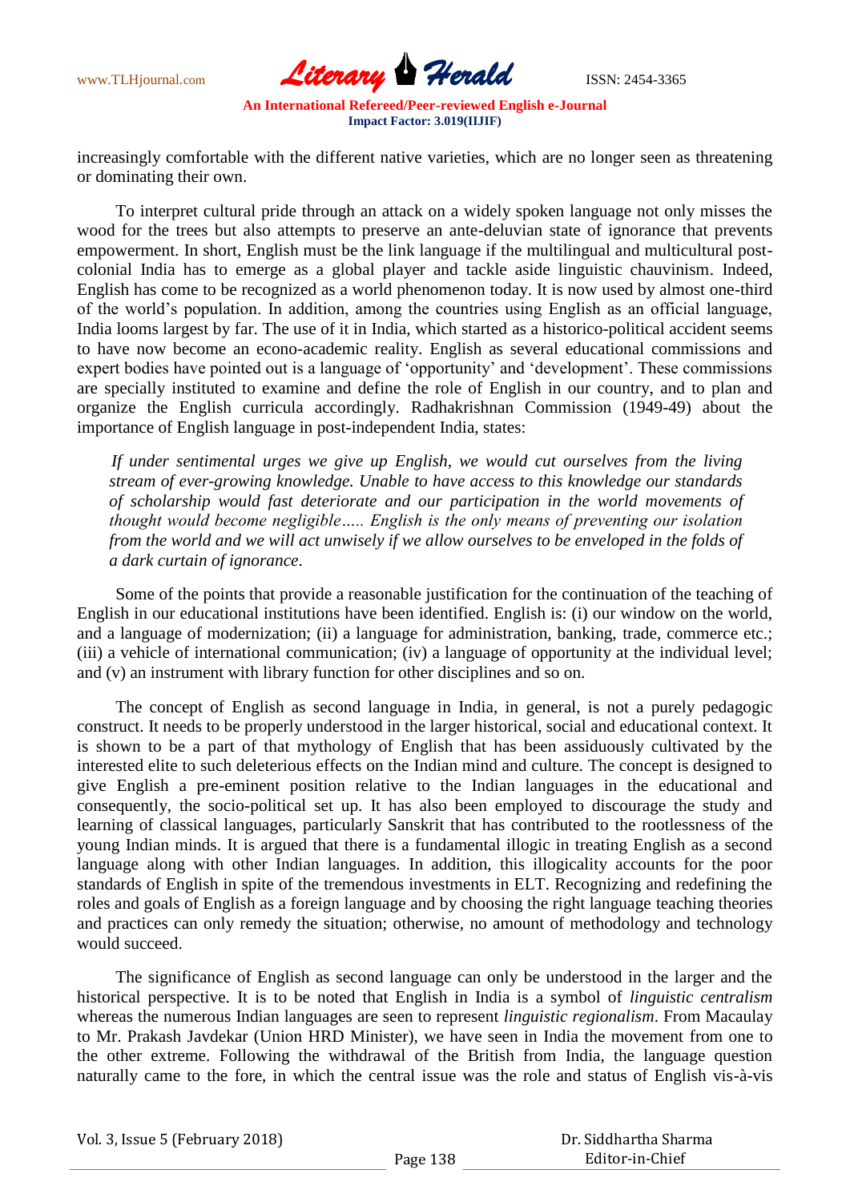increasingly comfortable with the different native varieties, which are no longer seen as threatening or dominating their own.

To interpret cultural pride through an attack on a widely spoken language not only misses the wood for the trees but also attempts to preserve an ante-deluvian state of ignorance that prevents empowerment. In short, English must be the link language if the multilingual and multicultural post-colonial India has to emerge as a global player and tackle aside linguistic chauvinism. Indeed, English has come to be recognized as a world phenomenon today. It is now used by almost one-third of the world's population. In addition, among the countries using English as an official language, India looms largest by far. The use of it in India, which started as a historico-political accident seems to have now become an econo-academic reality. English as several educational commissions and expert bodies have pointed out is a language of 'opportunity' and 'development'. These commissions are specially instituted to examine and define the role of English in our country, and to plan and organize the English curricula accordingly. Radhakrishnan Commission (1949-49) about the importance of English language in post-independent India, states:

> *If under sentimental urges we give up English, we would cut ourselves from the living stream of ever-growing knowledge. Unable to have access to this knowledge our standards of scholarship would fast deteriorate and our participation in the world movements of thought would become negligible….. English is the only means of preventing our isolation from the world and we will act unwisely if we allow ourselves to be enveloped in the folds of a dark curtain of ignorance*.

Some of the points that provide a reasonable justification for the continuation of the teaching of English in our educational institutions have been identified. English is: (i) our window on the world, and a language of modernization; (ii) a language for administration, banking, trade, commerce etc.; (iii) a vehicle of international communication; (iv) a language of opportunity at the individual level; and (v) an instrument with library function for other disciplines and so on.

The concept of English as second language in India, in general, is not a purely pedagogic construct. It needs to be properly understood in the larger historical, social and educational context. It is shown to be a part of that mythology of English that has been assiduously cultivated by the interested elite to such deleterious effects on the Indian mind and culture. The concept is designed to give English a pre-eminent position relative to the Indian languages in the educational and consequently, the socio-political set up. It has also been employed to discourage the study and learning of classical languages, particularly Sanskrit that has contributed to the rootlessness of the young Indian minds. It is argued that there is a fundamental illogic in treating English as a second language along with other Indian languages. In addition, this illogicality accounts for the poor standards of English in spite of the tremendous investments in ELT. Recognizing and redefining the roles and goals of English as a foreign language and by choosing the right language teaching theories and practices can only remedy the situation; otherwise, no amount of methodology and technology would succeed.

The significance of English as second language can only be understood in the larger and the historical perspective. It is to be noted that English in India is a symbol of *linguistic centralism* whereas the numerous Indian languages are seen to represent *linguistic regionalism*. From Macaulay to Mr. Prakash Javdekar (Union HRD Minister), we have seen in India the movement from one to the other extreme. Following the withdrawal of the British from India, the language question naturally came to the fore, in which the central issue was the role and status of English vis-à-vis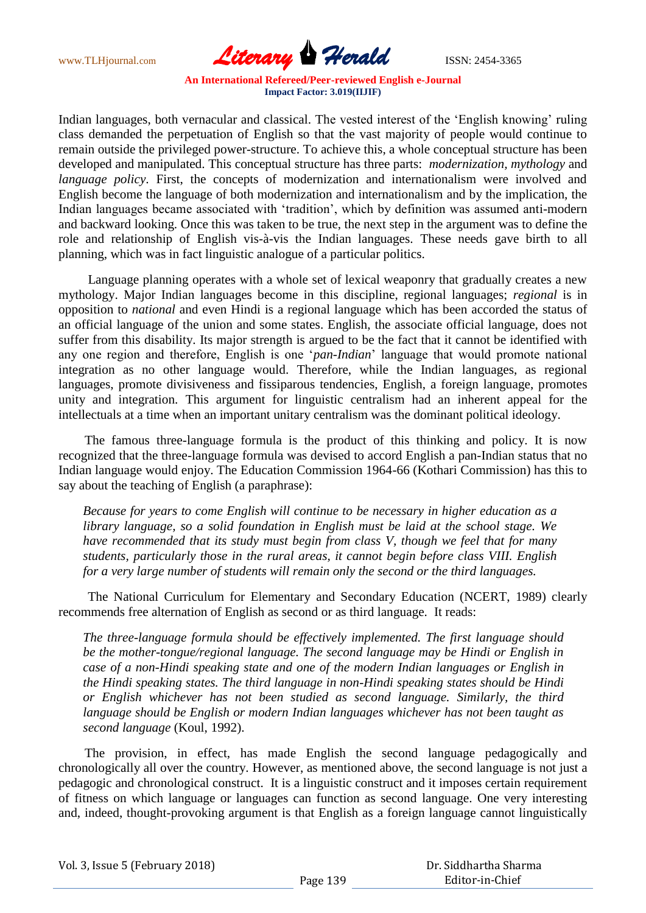Indian languages, both vernacular and classical. The vested interest of the 'English knowing' ruling class demanded the perpetuation of English so that the vast majority of people would continue to remain outside the privileged power-structure. To achieve this, a whole conceptual structure has been developed and manipulated. This conceptual structure has three parts: *modernization, mythology* and *language policy*. First, the concepts of modernization and internationalism were involved and English become the language of both modernization and internationalism and by the implication, the Indian languages became associated with 'tradition', which by definition was assumed anti-modern and backward looking. Once this was taken to be true, the next step in the argument was to define the role and relationship of English vis-à-vis the Indian languages. These needs gave birth to all planning, which was in fact linguistic analogue of a particular politics.

Language planning operates with a whole set of lexical weaponry that gradually creates a new mythology. Major Indian languages become in this discipline, regional languages; *regional* is in opposition to *national* and even Hindi is a regional language which has been accorded the status of an official language of the union and some states. English, the associate official language, does not suffer from this disability. Its major strength is argued to be the fact that it cannot be identified with any one region and therefore, English is one '*pan-Indian*' language that would promote national integration as no other language would. Therefore, while the Indian languages, as regional languages, promote divisiveness and fissiparous tendencies, English, a foreign language, promotes unity and integration. This argument for linguistic centralism had an inherent appeal for the intellectuals at a time when an important unitary centralism was the dominant political ideology.

The famous three-language formula is the product of this thinking and policy. It is now recognized that the three-language formula was devised to accord English a pan-Indian status that no Indian language would enjoy. The Education Commission 1964-66 (Kothari Commission) has this to say about the teaching of English (a paraphrase):

> *Because for years to come English will continue to be necessary in higher education as a library language, so a solid foundation in English must be laid at the school stage. We have recommended that its study must begin from class V, though we feel that for many students, particularly those in the rural areas, it cannot begin before class VIII. English for a very large number of students will remain only the second or the third languages.*

The National Curriculum for Elementary and Secondary Education (NCERT, 1989) clearly recommends free alternation of English as second or as third language. It reads:

> *The three-language formula should be effectively implemented. The first language should be the mother-tongue/regional language. The second language may be Hindi or English in case of a non-Hindi speaking state and one of the modern Indian languages or English in the Hindi speaking states. The third language in non-Hindi speaking states should be Hindi or English whichever has not been studied as second language. Similarly, the third language should be English or modern Indian languages whichever has not been taught as second language* (Koul, 1992).

The provision, in effect, has made English the second language pedagogically and chronologically all over the country. However, as mentioned above, the second language is not just a pedagogic and chronological construct. It is a linguistic construct and it imposes certain requirement of fitness on which language or languages can function as second language. One very interesting and, indeed, thought-provoking argument is that English as a foreign language cannot linguistically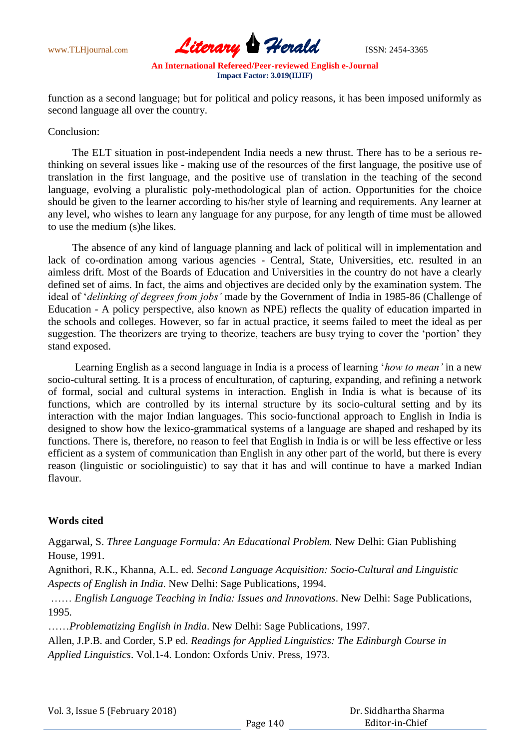function as a second language; but for political and policy reasons, it has been imposed uniformly as second language all over the country.

Conclusion:

The ELT situation in post-independent India needs a new thrust. There has to be a serious re-thinking on several issues like - making use of the resources of the first language, the positive use of translation in the first language, and the positive use of translation in the teaching of the second language, evolving a pluralistic poly-methodological plan of action. Opportunities for the choice should be given to the learner according to his/her style of learning and requirements. Any learner at any level, who wishes to learn any language for any purpose, for any length of time must be allowed to use the medium (s)he likes.

The absence of any kind of language planning and lack of political will in implementation and lack of co-ordination among various agencies - Central, State, Universities, etc. resulted in an aimless drift. Most of the Boards of Education and Universities in the country do not have a clearly defined set of aims. In fact, the aims and objectives are decided only by the examination system. The ideal of '*delinking of degrees from jobs'* made by the Government of India in 1985-86 (Challenge of Education - A policy perspective, also known as NPE) reflects the quality of education imparted in the schools and colleges. However, so far in actual practice, it seems failed to meet the ideal as per suggestion. The theorizers are trying to theorize, teachers are busy trying to cover the 'portion' they stand exposed.

Learning English as a second language in India is a process of learning '*how to mean'* in a new socio-cultural setting. It is a process of enculturation, of capturing, expanding, and refining a network of formal, social and cultural systems in interaction. English in India is what is because of its functions, which are controlled by its internal structure by its socio-cultural setting and by its interaction with the major Indian languages. This socio-functional approach to English in India is designed to show how the lexico-grammatical systems of a language are shaped and reshaped by its functions. There is, therefore, no reason to feel that English in India is or will be less effective or less efficient as a system of communication than English in any other part of the world, but there is every reason (linguistic or sociolinguistic) to say that it has and will continue to have a marked Indian flavour.

**Words cited**

Aggarwal, S. *Three Language Formula: An Educational Problem.* New Delhi: Gian Publishing House, 1991.

Agnithori, R.K., Khanna, A.L. ed. *Second Language Acquisition: Socio-Cultural and Linguistic Aspects of English in India*. New Delhi: Sage Publications, 1994.

…… *English Language Teaching in India: Issues and Innovations*. New Delhi: Sage Publications, 1995.

……*Problematizing English in India*. New Delhi: Sage Publications, 1997.

Allen, J.P.B. and Corder, S.P ed. *Readings for Applied Linguistics: The Edinburgh Course in Applied Linguistics*. Vol.1-4. London: Oxfords Univ. Press, 1973.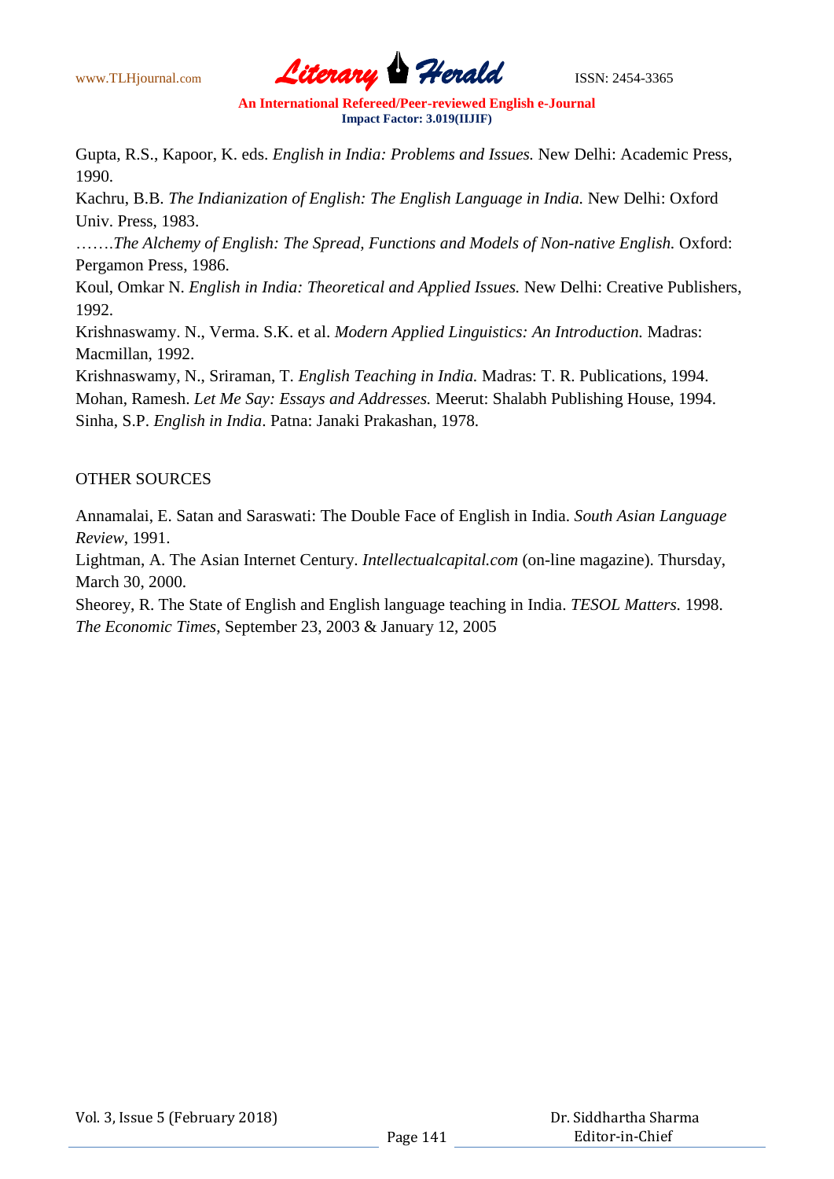Gupta, R.S., Kapoor, K. eds. *English in India: Problems and Issues.* New Delhi: Academic Press, 1990.

Kachru, B.B. *The Indianization of English: The English Language in India.* New Delhi: Oxford Univ. Press, 1983.

…….*The Alchemy of English: The Spread, Functions and Models of Non-native English.* Oxford: Pergamon Press, 1986.

Koul, Omkar N. *English in India: Theoretical and Applied Issues.* New Delhi: Creative Publishers, 1992.

Krishnaswamy. N., Verma. S.K. et al. *Modern Applied Linguistics: An Introduction.* Madras: Macmillan, 1992.

Krishnaswamy, N., Sriraman, T. *English Teaching in India.* Madras: T. R. Publications, 1994.

Mohan, Ramesh. *Let Me Say: Essays and Addresses.* Meerut: Shalabh Publishing House, 1994.

Sinha, S.P. *English in India*. Patna: Janaki Prakashan, 1978.

OTHER SOURCES

Annamalai, E. Satan and Saraswati: The Double Face of English in India. *South Asian Language Review*, 1991.

Lightman, A. The Asian Internet Century. *Intellectualcapital.com* (on-line magazine). Thursday, March 30, 2000.

Sheorey, R. The State of English and English language teaching in India. *TESOL Matters.* 1998.

*The Economic Times*, September 23, 2003 & January 12, 2005